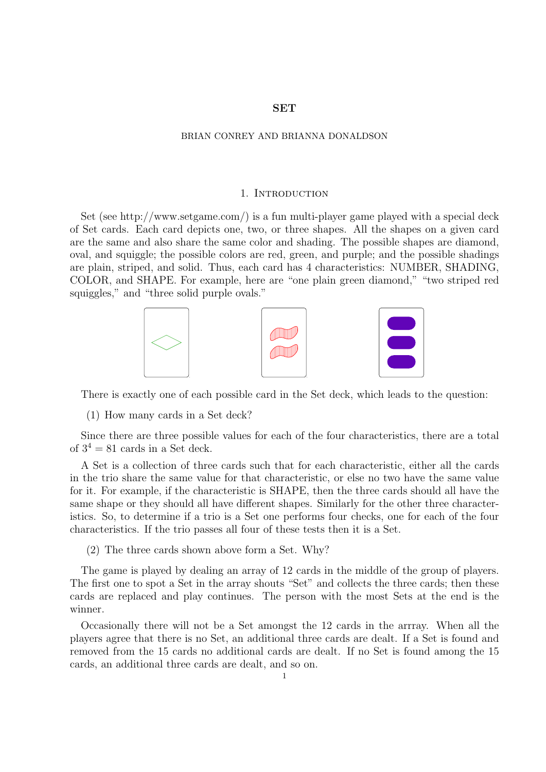# SET

BRIAN CONREY AND BRIANNA DONALDSON

## 1. Introduction

Set (see http://www.setgame.com/) is a fun multi-player game played with a special deck of Set cards. Each card depicts one, two, or three shapes. All the shapes on a given card are the same and also share the same color and shading. The possible shapes are diamond, oval, and squiggle; the possible colors are red, green, and purple; and the possible shadings are plain, striped, and solid. Thus, each card has 4 characteristics: NUMBER, SHADING, COLOR, and SHAPE. For example, here are "one plain green diamond," "two striped red squiggles," and "three solid purple ovals."

There is exactly one of each possible card in the Set deck, which leads to the question:

(1) How many cards in a Set deck?

Since there are three possible values for each of the four characteristics, there are a total of $3^4 = 81$ cards in a Set deck.

A Set is a collection of three cards such that for each characteristic, either all the cards in the trio share the same value for that characteristic, or else no two have the same value for it. For example, if the characteristic is SHAPE, then the three cards should all have the same shape or they should all have different shapes. Similarly for the other three characteristics. So, to determine if a trio is a Set one performs four checks, one for each of the four characteristics. If the trio passes all four of these tests then it is a Set.

(2) The three cards shown above form a Set. Why?

The game is played by dealing an array of 12 cards in the middle of the group of players. The first one to spot a Set in the array shouts "Set" and collects the three cards; then these cards are replaced and play continues. The person with the most Sets at the end is the winner.

Occasionally there will not be a Set amongst the 12 cards in the arrray. When all the players agree that there is no Set, an additional three cards are dealt. If a Set is found and removed from the 15 cards no additional cards are dealt. If no Set is found among the 15 cards, an additional three cards are dealt, and so on.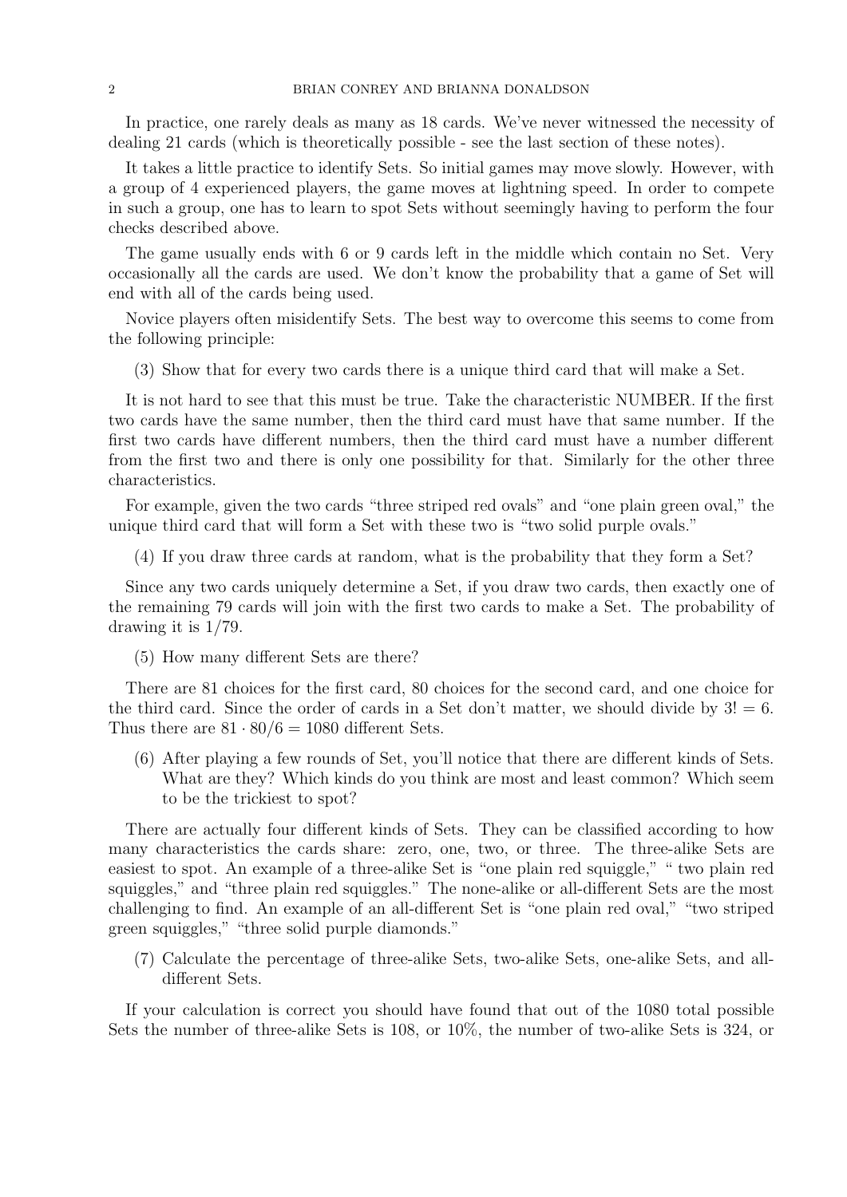In practice, one rarely deals as many as 18 cards. We've never witnessed the necessity of dealing 21 cards (which is theoretically possible - see the last section of these notes).

It takes a little practice to identify Sets. So initial games may move slowly. However, with a group of 4 experienced players, the game moves at lightning speed. In order to compete in such a group, one has to learn to spot Sets without seemingly having to perform the four checks described above.

The game usually ends with 6 or 9 cards left in the middle which contain no Set. Very occasionally all the cards are used. We don't know the probability that a game of Set will end with all of the cards being used.

Novice players often misidentify Sets. The best way to overcome this seems to come from the following principle:

(3) Show that for every two cards there is a unique third card that will make a Set.

It is not hard to see that this must be true. Take the characteristic NUMBER. If the first two cards have the same number, then the third card must have that same number. If the first two cards have different numbers, then the third card must have a number different from the first two and there is only one possibility for that. Similarly for the other three characteristics.

For example, given the two cards "three striped red ovals" and "one plain green oval," the unique third card that will form a Set with these two is "two solid purple ovals."

(4) If you draw three cards at random, what is the probability that they form a Set?

Since any two cards uniquely determine a Set, if you draw two cards, then exactly one of the remaining 79 cards will join with the first two cards to make a Set. The probability of drawing it is $1/79$.

(5) How many different Sets are there?

There are 81 choices for the first card, 80 choices for the second card, and one choice for the third card. Since the order of cards in a Set don't matter, we should divide by $3! = 6$. Thus there are $81 \cdot 80/6 = 1080$ different Sets.

(6) After playing a few rounds of Set, you'll notice that there are different kinds of Sets. What are they? Which kinds do you think are most and least common? Which seem to be the trickiest to spot?

There are actually four different kinds of Sets. They can be classified according to how many characteristics the cards share: zero, one, two, or three. The three-alike Sets are easiest to spot. An example of a three-alike Set is "one plain red squiggle," " two plain red squiggles," and "three plain red squiggles." The none-alike or all-different Sets are the most challenging to find. An example of an all-different Set is "one plain red oval," "two striped green squiggles," "three solid purple diamonds."

(7) Calculate the percentage of three-alike Sets, two-alike Sets, one-alike Sets, and all-different Sets.

If your calculation is correct you should have found that out of the 1080 total possible Sets the number of three-alike Sets is 108, or 10%, the number of two-alike Sets is 324, or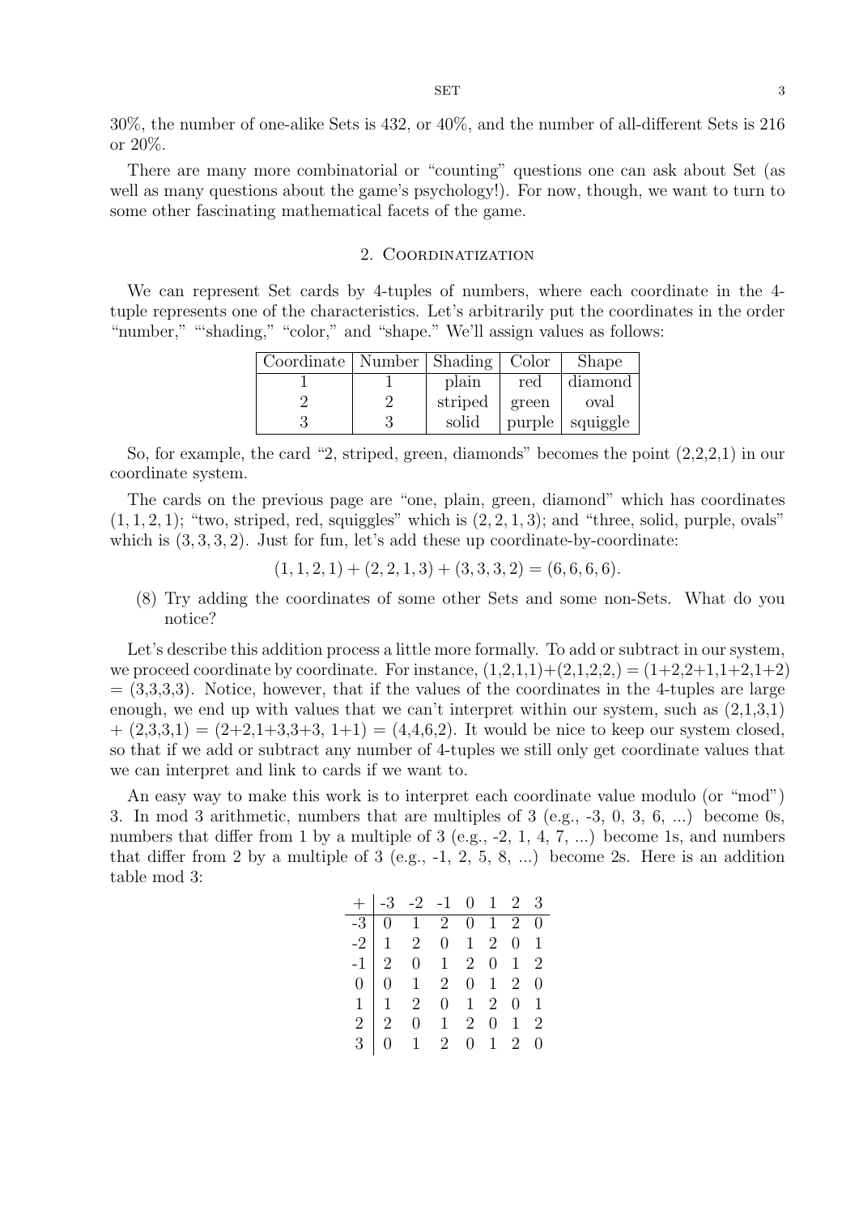30%, the number of one-alike Sets is 432, or 40%, and the number of all-different Sets is 216 or 20%.

There are many more combinatorial or "counting" questions one can ask about Set (as well as many questions about the game's psychology!). For now, though, we want to turn to some other fascinating mathematical facets of the game.

## 2. Coordinatization

We can represent Set cards by 4-tuples of numbers, where each coordinate in the 4-tuple represents one of the characteristics. Let's arbitrarily put the coordinates in the order "number," "'shading," "color," and "shape." We'll assign values as follows:

| Coordinate | Number | Shading | Color | Shape |
|---|---|---|---|---|
| 1 | 1 | plain | red | diamond |
| 2 | 2 | striped | green | oval |
| 3 | 3 | solid | purple | squiggle |

So, for example, the card "2, striped, green, diamonds" becomes the point (2,2,2,1) in our coordinate system.

The cards on the previous page are "one, plain, green, diamond" which has coordinates $(1, 1, 2, 1)$; "two, striped, red, squiggles" which is $(2, 2, 1, 3)$; and "three, solid, purple, ovals" which is $(3, 3, 3, 2)$. Just for fun, let's add these up coordinate-by-coordinate:

$$(1, 1, 2, 1) + (2, 2, 1, 3) + (3, 3, 3, 2) = (6, 6, 6, 6).$$

(8) Try adding the coordinates of some other Sets and some non-Sets. What do you notice?

Let's describe this addition process a little more formally. To add or subtract in our system, we proceed coordinate by coordinate. For instance, (1,2,1,1)+(2,1,2,2,) = (1+2,2+1,1+2,1+2) = (3,3,3,3). Notice, however, that if the values of the coordinates in the 4-tuples are large enough, we end up with values that we can't interpret within our system, such as (2,1,3,1) + (2,3,3,1) = (2+2,1+3,3+3, 1+1) = (4,4,6,2). It would be nice to keep our system closed, so that if we add or subtract any number of 4-tuples we still only get coordinate values that we can interpret and link to cards if we want to.

An easy way to make this work is to interpret each coordinate value modulo (or "mod") 3. In mod 3 arithmetic, numbers that are multiples of 3 (e.g., -3, 0, 3, 6, ...) become 0s, numbers that differ from 1 by a multiple of 3 (e.g., -2, 1, 4, 7, ...) become 1s, and numbers that differ from 2 by a multiple of 3 (e.g., -1, 2, 5, 8, ...) become 2s. Here is an addition table mod 3:

| + | -3 | -2 | -1 | 0 | 1 | 2 | 3 |
|---|---|---|---|---|---|---|---|
| -3 | 0 | 1 | 2 | 0 | 1 | 2 | 0 |
| -2 | 1 | 2 | 0 | 1 | 2 | 0 | 1 |
| -1 | 2 | 0 | 1 | 2 | 0 | 1 | 2 |
| 0 | 0 | 1 | 2 | 0 | 1 | 2 | 0 |
| 1 | 1 | 2 | 0 | 1 | 2 | 0 | 1 |
| 2 | 2 | 0 | 1 | 2 | 0 | 1 | 2 |
| 3 | 0 | 1 | 2 | 0 | 1 | 2 | 0 |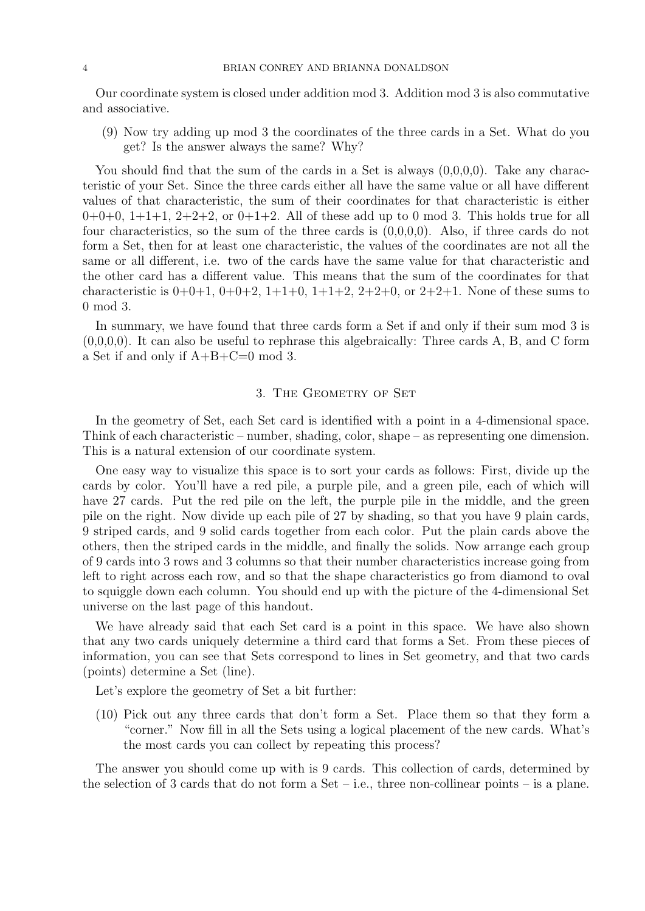Our coordinate system is closed under addition mod 3. Addition mod 3 is also commutative and associative.

(9) Now try adding up mod 3 the coordinates of the three cards in a Set. What do you get? Is the answer always the same? Why?

You should find that the sum of the cards in a Set is always (0,0,0,0). Take any characteristic of your Set. Since the three cards either all have the same value or all have different values of that characteristic, the sum of their coordinates for that characteristic is either 0+0+0, 1+1+1, 2+2+2, or 0+1+2. All of these add up to 0 mod 3. This holds true for all four characteristics, so the sum of the three cards is (0,0,0,0). Also, if three cards do not form a Set, then for at least one characteristic, the values of the coordinates are not all the same or all different, i.e. two of the cards have the same value for that characteristic and the other card has a different value. This means that the sum of the coordinates for that characteristic is 0+0+1, 0+0+2, 1+1+0, 1+1+2, 2+2+0, or 2+2+1. None of these sums to 0 mod 3.

In summary, we have found that three cards form a Set if and only if their sum mod 3 is (0,0,0,0). It can also be useful to rephrase this algebraically: Three cards A, B, and C form a Set if and only if A+B+C=0 mod 3.

## 3. The Geometry of Set

In the geometry of Set, each Set card is identified with a point in a 4-dimensional space. Think of each characteristic – number, shading, color, shape – as representing one dimension. This is a natural extension of our coordinate system.

One easy way to visualize this space is to sort your cards as follows: First, divide up the cards by color. You'll have a red pile, a purple pile, and a green pile, each of which will have 27 cards. Put the red pile on the left, the purple pile in the middle, and the green pile on the right. Now divide up each pile of 27 by shading, so that you have 9 plain cards, 9 striped cards, and 9 solid cards together from each color. Put the plain cards above the others, then the striped cards in the middle, and finally the solids. Now arrange each group of 9 cards into 3 rows and 3 columns so that their number characteristics increase going from left to right across each row, and so that the shape characteristics go from diamond to oval to squiggle down each column. You should end up with the picture of the 4-dimensional Set universe on the last page of this handout.

We have already said that each Set card is a point in this space. We have also shown that any two cards uniquely determine a third card that forms a Set. From these pieces of information, you can see that Sets correspond to lines in Set geometry, and that two cards (points) determine a Set (line).

Let's explore the geometry of Set a bit further:

(10) Pick out any three cards that don't form a Set. Place them so that they form a "corner." Now fill in all the Sets using a logical placement of the new cards. What's the most cards you can collect by repeating this process?

The answer you should come up with is 9 cards. This collection of cards, determined by the selection of 3 cards that do not form a Set – i.e., three non-collinear points – is a plane.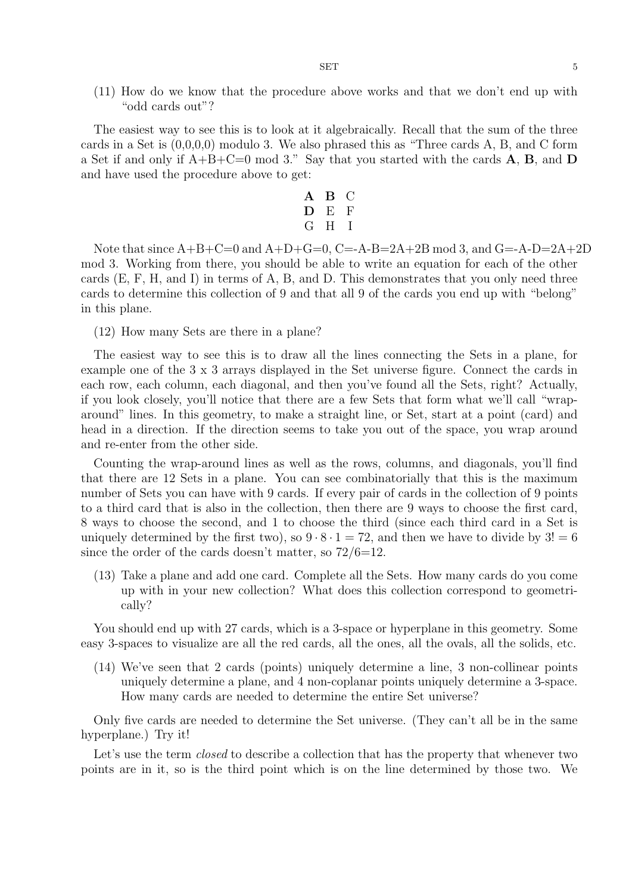(11) How do we know that the procedure above works and that we don't end up with "odd cards out"?

The easiest way to see this is to look at it algebraically. Recall that the sum of the three cards in a Set is (0,0,0,0) modulo 3. We also phrased this as "Three cards A, B, and C form a Set if and only if A+B+C=0 mod 3." Say that you started with the cards **A**, **B**, and **D** and have used the procedure above to get:

| | | |
|---|---|---|
| **A** | **B** | C |
| **D** | E | F |
| G | H | I |

Note that since A+B+C=0 and A+D+G=0, C=-A-B=2A+2B mod 3, and G=-A-D=2A+2D mod 3. Working from there, you should be able to write an equation for each of the other cards (E, F, H, and I) in terms of A, B, and D. This demonstrates that you only need three cards to determine this collection of 9 and that all 9 of the cards you end up with "belong" in this plane.

(12) How many Sets are there in a plane?

The easiest way to see this is to draw all the lines connecting the Sets in a plane, for example one of the 3 x 3 arrays displayed in the Set universe figure. Connect the cards in each row, each column, each diagonal, and then you've found all the Sets, right? Actually, if you look closely, you'll notice that there are a few Sets that form what we'll call "wrap-around" lines. In this geometry, to make a straight line, or Set, start at a point (card) and head in a direction. If the direction seems to take you out of the space, you wrap around and re-enter from the other side.

Counting the wrap-around lines as well as the rows, columns, and diagonals, you'll find that there are 12 Sets in a plane. You can see combinatorially that this is the maximum number of Sets you can have with 9 cards. If every pair of cards in the collection of 9 points to a third card that is also in the collection, then there are 9 ways to choose the first card, 8 ways to choose the second, and 1 to choose the third (since each third card in a Set is uniquely determined by the first two), so $9 \cdot 8 \cdot 1 = 72$, and then we have to divide by $3! = 6$ since the order of the cards doesn't matter, so 72/6=12.

(13) Take a plane and add one card. Complete all the Sets. How many cards do you come up with in your new collection? What does this collection correspond to geometrically?

You should end up with 27 cards, which is a 3-space or hyperplane in this geometry. Some easy 3-spaces to visualize are all the red cards, all the ones, all the ovals, all the solids, etc.

(14) We've seen that 2 cards (points) uniquely determine a line, 3 non-collinear points uniquely determine a plane, and 4 non-coplanar points uniquely determine a 3-space. How many cards are needed to determine the entire Set universe?

Only five cards are needed to determine the Set universe. (They can't all be in the same hyperplane.) Try it!

Let's use the term *closed* to describe a collection that has the property that whenever two points are in it, so is the third point which is on the line determined by those two. We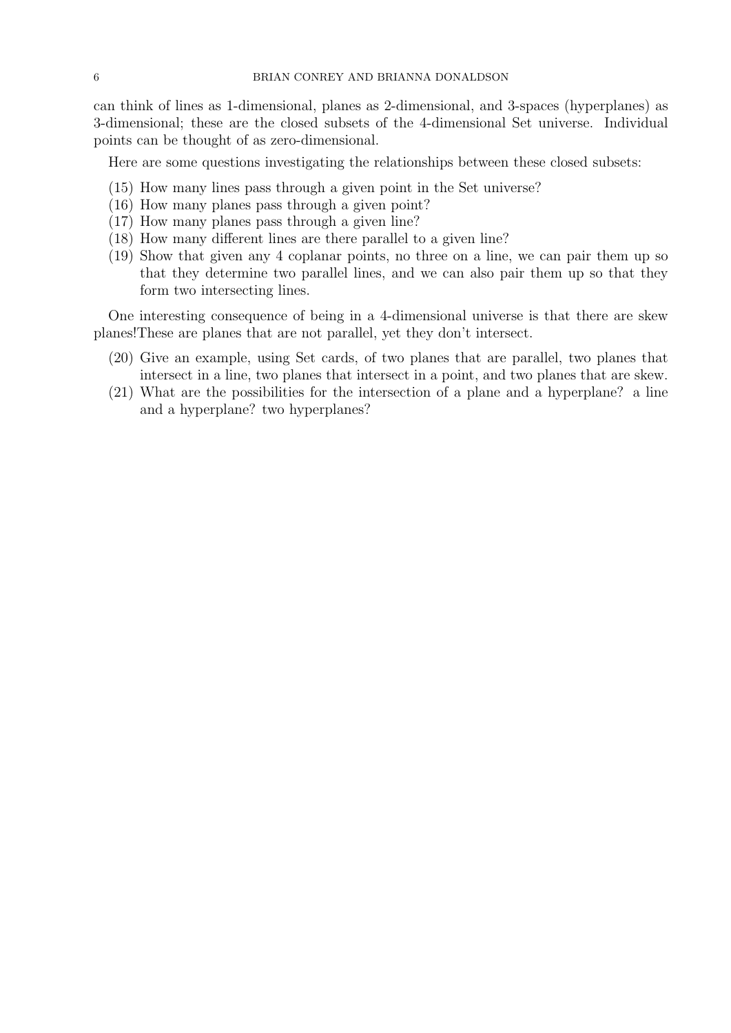can think of lines as 1-dimensional, planes as 2-dimensional, and 3-spaces (hyperplanes) as 3-dimensional; these are the closed subsets of the 4-dimensional Set universe. Individual points can be thought of as zero-dimensional.

Here are some questions investigating the relationships between these closed subsets:

(15) How many lines pass through a given point in the Set universe?
(16) How many planes pass through a given point?
(17) How many planes pass through a given line?
(18) How many different lines are there parallel to a given line?
(19) Show that given any 4 coplanar points, no three on a line, we can pair them up so that they determine two parallel lines, and we can also pair them up so that they form two intersecting lines.

One interesting consequence of being in a 4-dimensional universe is that there are skew planes!These are planes that are not parallel, yet they don't intersect.

(20) Give an example, using Set cards, of two planes that are parallel, two planes that intersect in a line, two planes that intersect in a point, and two planes that are skew.
(21) What are the possibilities for the intersection of a plane and a hyperplane? a line and a hyperplane? two hyperplanes?